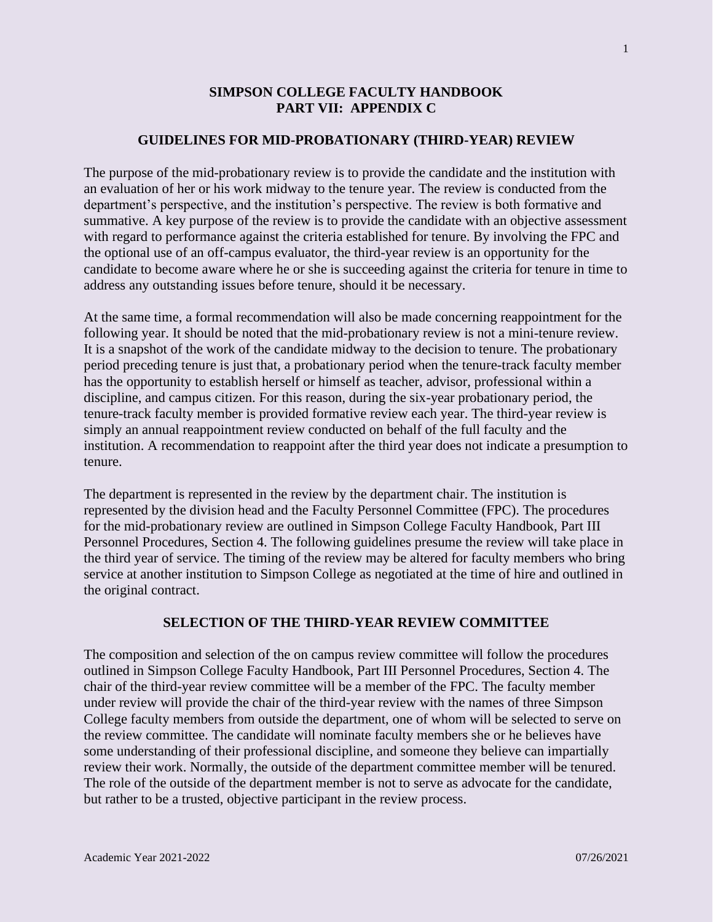# SIMPSON COLLEGE FACULTY HANDBOOK
# PART VII: APPENDIX C

## GUIDELINES FOR MID-PROBATIONARY (THIRD-YEAR) REVIEW

The purpose of the mid-probationary review is to provide the candidate and the institution with an evaluation of her or his work midway to the tenure year. The review is conducted from the department's perspective, and the institution's perspective. The review is both formative and summative. A key purpose of the review is to provide the candidate with an objective assessment with regard to performance against the criteria established for tenure. By involving the FPC and the optional use of an off-campus evaluator, the third-year review is an opportunity for the candidate to become aware where he or she is succeeding against the criteria for tenure in time to address any outstanding issues before tenure, should it be necessary.

At the same time, a formal recommendation will also be made concerning reappointment for the following year. It should be noted that the mid-probationary review is not a mini-tenure review. It is a snapshot of the work of the candidate midway to the decision to tenure. The probationary period preceding tenure is just that, a probationary period when the tenure-track faculty member has the opportunity to establish herself or himself as teacher, advisor, professional within a discipline, and campus citizen. For this reason, during the six-year probationary period, the tenure-track faculty member is provided formative review each year. The third-year review is simply an annual reappointment review conducted on behalf of the full faculty and the institution. A recommendation to reappoint after the third year does not indicate a presumption to tenure.

The department is represented in the review by the department chair. The institution is represented by the division head and the Faculty Personnel Committee (FPC). The procedures for the mid-probationary review are outlined in Simpson College Faculty Handbook, Part III Personnel Procedures, Section 4. The following guidelines presume the review will take place in the third year of service. The timing of the review may be altered for faculty members who bring service at another institution to Simpson College as negotiated at the time of hire and outlined in the original contract.

## SELECTION OF THE THIRD-YEAR REVIEW COMMITTEE

The composition and selection of the on campus review committee will follow the procedures outlined in Simpson College Faculty Handbook, Part III Personnel Procedures, Section 4. The chair of the third-year review committee will be a member of the FPC. The faculty member under review will provide the chair of the third-year review with the names of three Simpson College faculty members from outside the department, one of whom will be selected to serve on the review committee. The candidate will nominate faculty members she or he believes have some understanding of their professional discipline, and someone they believe can impartially review their work. Normally, the outside of the department committee member will be tenured. The role of the outside of the department member is not to serve as advocate for the candidate, but rather to be a trusted, objective participant in the review process.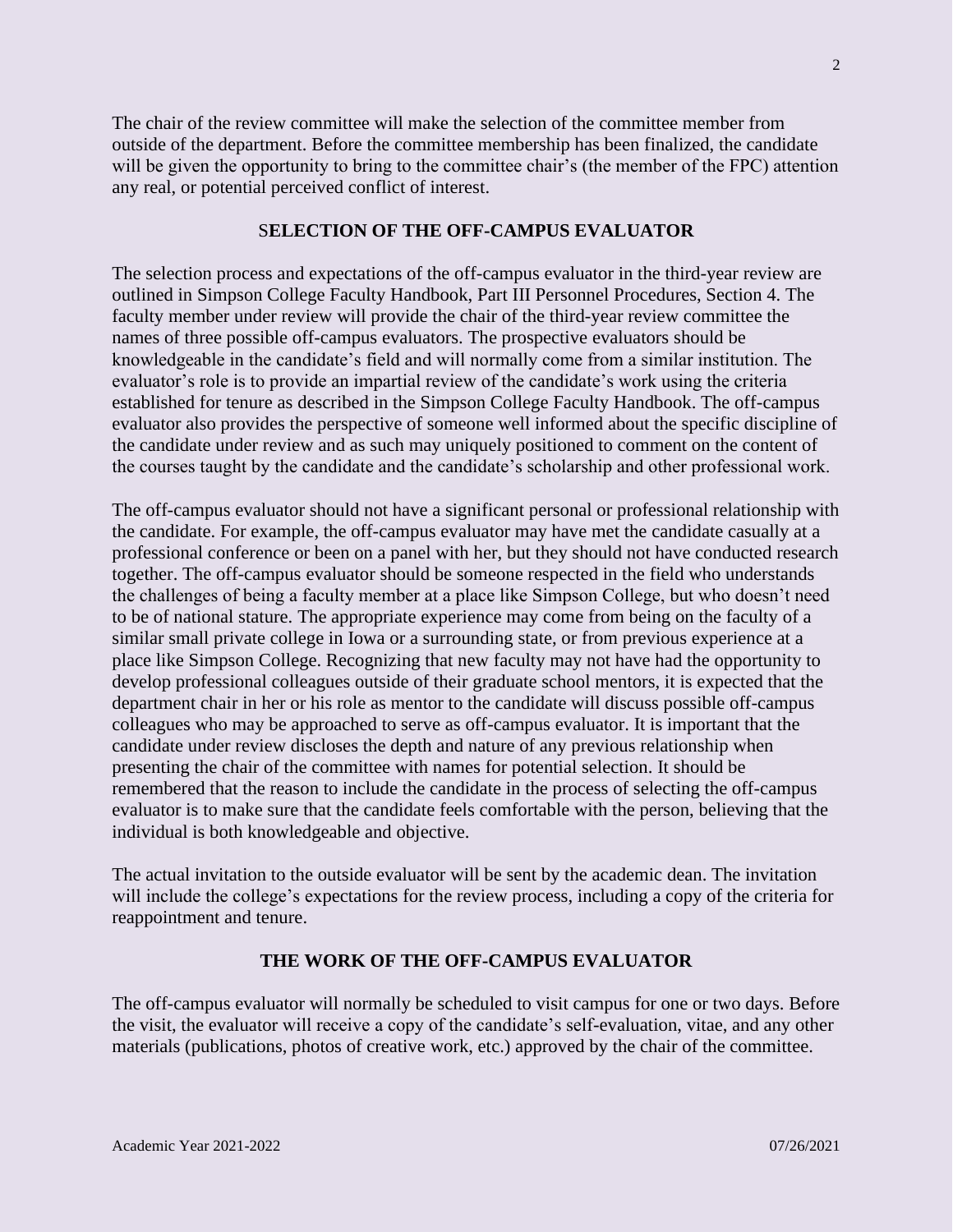The chair of the review committee will make the selection of the committee member from outside of the department. Before the committee membership has been finalized, the candidate will be given the opportunity to bring to the committee chair's (the member of the FPC) attention any real, or potential perceived conflict of interest.

## SELECTION OF THE OFF-CAMPUS EVALUATOR

The selection process and expectations of the off-campus evaluator in the third-year review are outlined in Simpson College Faculty Handbook, Part III Personnel Procedures, Section 4. The faculty member under review will provide the chair of the third-year review committee the names of three possible off-campus evaluators. The prospective evaluators should be knowledgeable in the candidate's field and will normally come from a similar institution. The evaluator's role is to provide an impartial review of the candidate's work using the criteria established for tenure as described in the Simpson College Faculty Handbook. The off-campus evaluator also provides the perspective of someone well informed about the specific discipline of the candidate under review and as such may uniquely positioned to comment on the content of the courses taught by the candidate and the candidate's scholarship and other professional work.

The off-campus evaluator should not have a significant personal or professional relationship with the candidate. For example, the off-campus evaluator may have met the candidate casually at a professional conference or been on a panel with her, but they should not have conducted research together. The off-campus evaluator should be someone respected in the field who understands the challenges of being a faculty member at a place like Simpson College, but who doesn't need to be of national stature. The appropriate experience may come from being on the faculty of a similar small private college in Iowa or a surrounding state, or from previous experience at a place like Simpson College. Recognizing that new faculty may not have had the opportunity to develop professional colleagues outside of their graduate school mentors, it is expected that the department chair in her or his role as mentor to the candidate will discuss possible off-campus colleagues who may be approached to serve as off-campus evaluator. It is important that the candidate under review discloses the depth and nature of any previous relationship when presenting the chair of the committee with names for potential selection. It should be remembered that the reason to include the candidate in the process of selecting the off-campus evaluator is to make sure that the candidate feels comfortable with the person, believing that the individual is both knowledgeable and objective.

The actual invitation to the outside evaluator will be sent by the academic dean. The invitation will include the college's expectations for the review process, including a copy of the criteria for reappointment and tenure.

## THE WORK OF THE OFF-CAMPUS EVALUATOR

The off-campus evaluator will normally be scheduled to visit campus for one or two days. Before the visit, the evaluator will receive a copy of the candidate's self-evaluation, vitae, and any other materials (publications, photos of creative work, etc.) approved by the chair of the committee.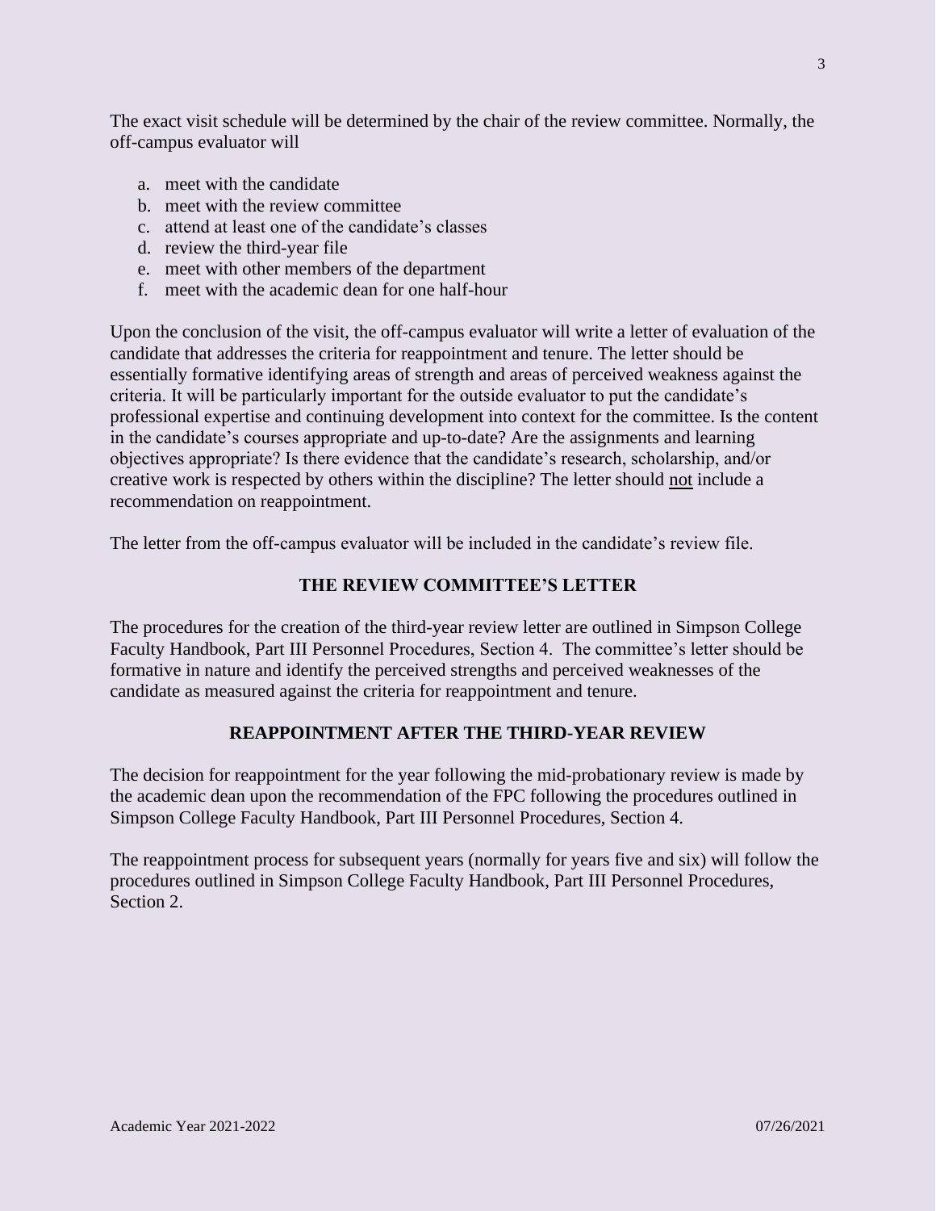The exact visit schedule will be determined by the chair of the review committee. Normally, the off-campus evaluator will

a. meet with the candidate
b. meet with the review committee
c. attend at least one of the candidate's classes
d. review the third-year file
e. meet with other members of the department
f. meet with the academic dean for one half-hour

Upon the conclusion of the visit, the off-campus evaluator will write a letter of evaluation of the candidate that addresses the criteria for reappointment and tenure. The letter should be essentially formative identifying areas of strength and areas of perceived weakness against the criteria. It will be particularly important for the outside evaluator to put the candidate's professional expertise and continuing development into context for the committee. Is the content in the candidate's courses appropriate and up-to-date? Are the assignments and learning objectives appropriate? Is there evidence that the candidate's research, scholarship, and/or creative work is respected by others within the discipline? The letter should <u>not</u> include a recommendation on reappointment.

The letter from the off-campus evaluator will be included in the candidate's review file.

## THE REVIEW COMMITTEE'S LETTER

The procedures for the creation of the third-year review letter are outlined in Simpson College Faculty Handbook, Part III Personnel Procedures, Section 4. The committee's letter should be formative in nature and identify the perceived strengths and perceived weaknesses of the candidate as measured against the criteria for reappointment and tenure.

## REAPPOINTMENT AFTER THE THIRD-YEAR REVIEW

The decision for reappointment for the year following the mid-probationary review is made by the academic dean upon the recommendation of the FPC following the procedures outlined in Simpson College Faculty Handbook, Part III Personnel Procedures, Section 4.

The reappointment process for subsequent years (normally for years five and six) will follow the procedures outlined in Simpson College Faculty Handbook, Part III Personnel Procedures, Section 2.